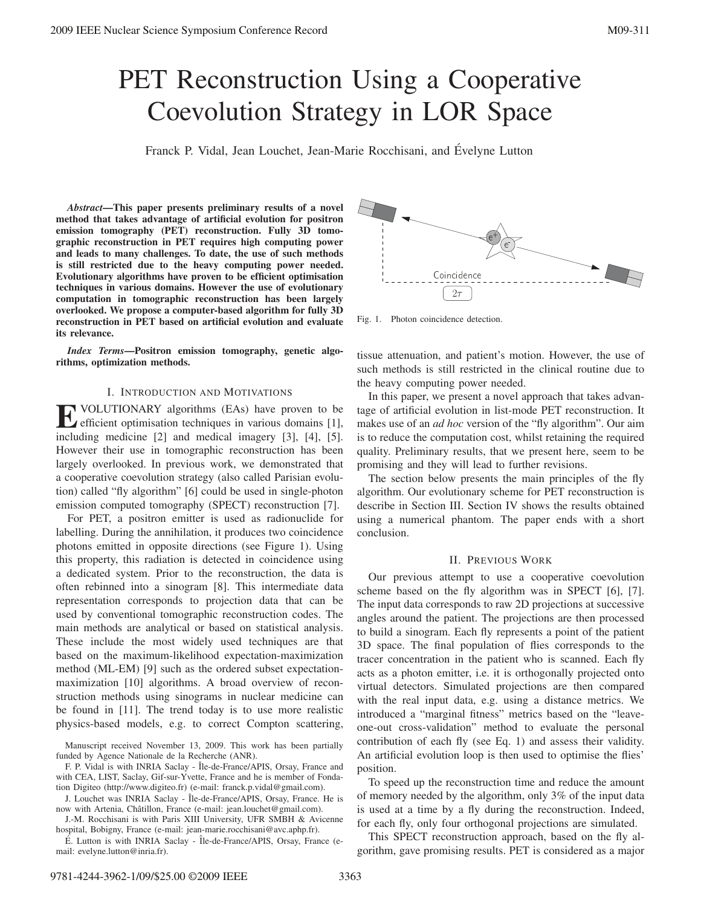// PET Reconstruction Using a Cooperative Coevolution Strategy in LOR Space

Franck P. Vidal, Jean Louchet, Jean-Marie Rocchisani, and Évelyne Lutton

***Abstract*—This paper presents preliminary results of a novel method that takes advantage of artificial evolution for positron emission tomography (PET) reconstruction. Fully 3D tomographic reconstruction in PET requires high computing power and leads to many challenges. To date, the use of such methods is still restricted due to the heavy computing power needed. Evolutionary algorithms have proven to be efficient optimisation techniques in various domains. However the use of evolutionary computation in tomographic reconstruction has been largely overlooked. We propose a computer-based algorithm for fully 3D reconstruction in PET based on artificial evolution and evaluate its relevance.**

***Index Terms*—Positron emission tomography, genetic algorithms, optimization methods.**

## I. Introduction and Motivations

Evolutionary algorithms (EAs) have proven to be efficient optimisation techniques in various domains [1], including medicine [2] and medical imagery [3], [4], [5]. However their use in tomographic reconstruction has been largely overlooked. In previous work, we demonstrated that a cooperative coevolution strategy (also called Parisian evolution) called "fly algorithm" [6] could be used in single-photon emission computed tomography (SPECT) reconstruction [7].

For PET, a positron emitter is used as radionuclide for labelling. During the annihilation, it produces two coincidence photons emitted in opposite directions (see Figure 1). Using this property, this radiation is detected in coincidence using a dedicated system. Prior to the reconstruction, the data is often rebinned into a sinogram [8]. This intermediate data representation corresponds to projection data that can be used by conventional tomographic reconstruction codes. The main methods are analytical or based on statistical analysis. These include the most widely used techniques are that based on the maximum-likelihood expectation-maximization method (ML-EM) [9] such as the ordered subset expectation-maximization [10] algorithms. A broad overview of reconstruction methods using sinograms in nuclear medicine can be found in [11]. The trend today is to use more realistic physics-based models, e.g. to correct Compton scattering, tissue attenuation, and patient's motion. However, the use of such methods is still restricted in the clinical routine due to the heavy computing power needed.

Fig. 1. Photon coincidence detection.

In this paper, we present a novel approach that takes advantage of artificial evolution in list-mode PET reconstruction. It makes use of an *ad hoc* version of the "fly algorithm". Our aim is to reduce the computation cost, whilst retaining the required quality. Preliminary results, that we present here, seem to be promising and they will lead to further revisions.

The section below presents the main principles of the fly algorithm. Our evolutionary scheme for PET reconstruction is describe in Section III. Section IV shows the results obtained using a numerical phantom. The paper ends with a short conclusion.

## II. Previous Work

Our previous attempt to use a cooperative coevolution scheme based on the fly algorithm was in SPECT [6], [7]. The input data corresponds to raw 2D projections at successive angles around the patient. The projections are then processed to build a sinogram. Each fly represents a point of the patient 3D space. The final population of flies corresponds to the tracer concentration in the patient who is scanned. Each fly acts as a photon emitter, i.e. it is orthogonally projected onto virtual detectors. Simulated projections are then compared with the real input data, e.g. using a distance metrics. We introduced a "marginal fitness" metrics based on the "leave-one-out cross-validation" method to evaluate the personal contribution of each fly (see Eq. 1) and assess their validity. An artificial evolution loop is then used to optimise the flies' position.

To speed up the reconstruction time and reduce the amount of memory needed by the algorithm, only 3% of the input data is used at a time by a fly during the reconstruction. Indeed, for each fly, only four orthogonal projections are simulated.

This SPECT reconstruction approach, based on the fly algorithm, gave promising results. PET is considered as a major

Manuscript received November 13, 2009. This work has been partially funded by Agence Nationale de la Recherche (ANR).

F. P. Vidal is with INRIA Saclay - Île-de-France/APIS, Orsay, France and with CEA, LIST, Saclay, Gif-sur-Yvette, France and he is member of Fondation Digiteo (http://www.digiteo.fr) (e-mail: franck.p.vidal@gmail.com).

J. Louchet was INRIA Saclay - Île-de-France/APIS, Orsay, France. He is now with Artenia, Châtillon, France (e-mail: jean.louchet@gmail.com).

J.-M. Rocchisani is with Paris XIII University, UFR SMBH & Avicenne hospital, Bobigny, France (e-mail: jean-marie.rocchisani@avc.aphp.fr).

É. Lutton is with INRIA Saclay - Île-de-France/APIS, Orsay, France (e-mail: evelyne.lutton@inria.fr).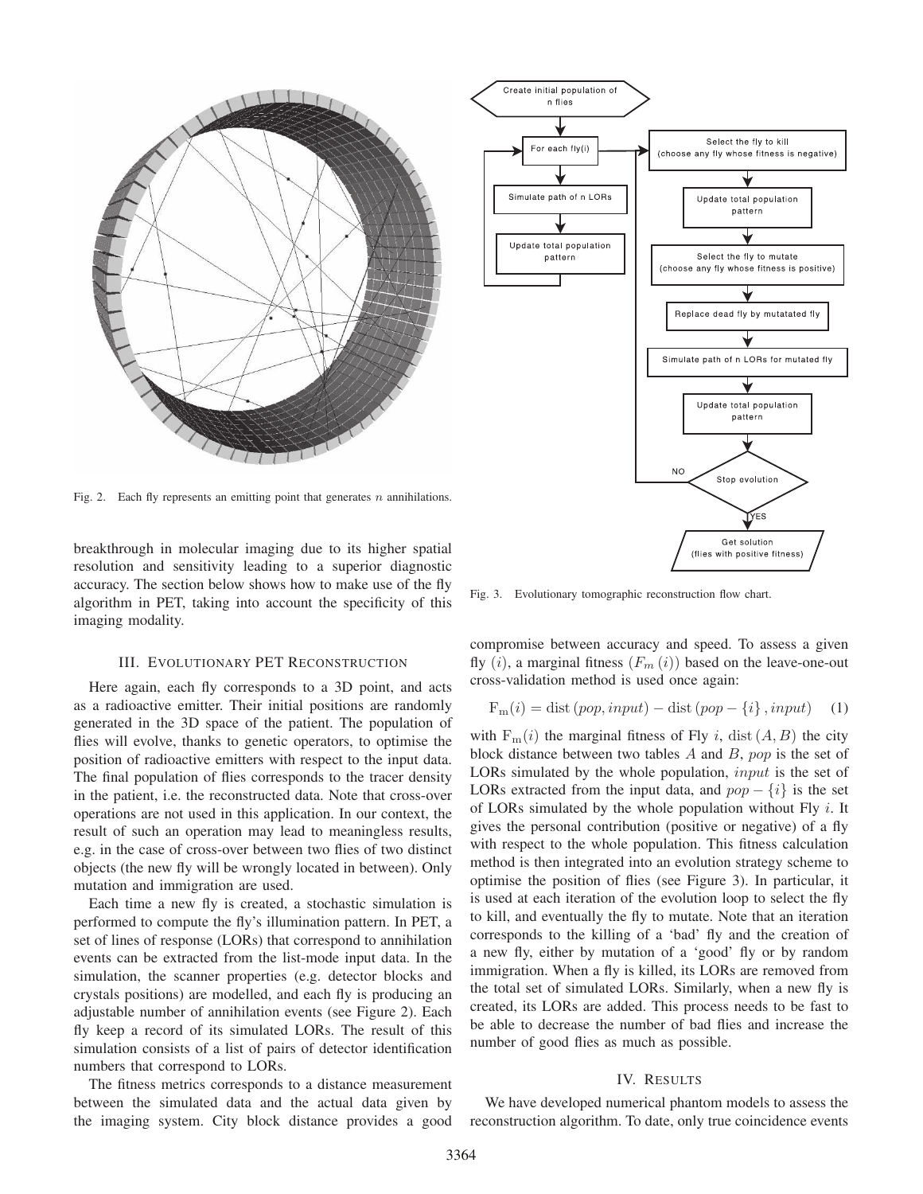Fig. 2. Each fly represents an emitting point that generates $n$ annihilations.

breakthrough in molecular imaging due to its higher spatial resolution and sensitivity leading to a superior diagnostic accuracy. The section below shows how to make use of the fly algorithm in PET, taking into account the specificity of this imaging modality.

Fig. 3. Evolutionary tomographic reconstruction flow chart.

## III. Evolutionary PET Reconstruction

Here again, each fly corresponds to a 3D point, and acts as a radioactive emitter. Their initial positions are randomly generated in the 3D space of the patient. The population of flies will evolve, thanks to genetic operators, to optimise the position of radioactive emitters with respect to the input data. The final population of flies corresponds to the tracer density in the patient, i.e. the reconstructed data. Note that cross-over operations are not used in this application. In our context, the result of such an operation may lead to meaningless results, e.g. in the case of cross-over between two flies of two distinct objects (the new fly will be wrongly located in between). Only mutation and immigration are used.

Each time a new fly is created, a stochastic simulation is performed to compute the fly's illumination pattern. In PET, a set of lines of response (LORs) that correspond to annihilation events can be extracted from the list-mode input data. In the simulation, the scanner properties (e.g. detector blocks and crystals positions) are modelled, and each fly is producing an adjustable number of annihilation events (see Figure 2). Each fly keep a record of its simulated LORs. The result of this simulation consists of a list of pairs of detector identification numbers that correspond to LORs.

The fitness metrics corresponds to a distance measurement between the simulated data and the actual data given by the imaging system. City block distance provides a good compromise between accuracy and speed. To assess a given fly $(i)$, a marginal fitness $(F_m(i))$ based on the leave-one-out cross-validation method is used once again:

$$\mathrm{F_m}(i) = \mathrm{dist}\,(pop, input) - \mathrm{dist}\,(pop - \{i\}\,, input) \quad (1)$$

with $\mathrm{F_m}(i)$ the marginal fitness of Fly $i$, $\mathrm{dist}\,(A, B)$ the city block distance between two tables $A$ and $B$, $pop$ is the set of LORs simulated by the whole population, $input$ is the set of LORs extracted from the input data, and $pop - \{i\}$ is the set of LORs simulated by the whole population without Fly $i$. It gives the personal contribution (positive or negative) of a fly with respect to the whole population. This fitness calculation method is then integrated into an evolution strategy scheme to optimise the position of flies (see Figure 3). In particular, it is used at each iteration of the evolution loop to select the fly to kill, and eventually the fly to mutate. Note that an iteration corresponds to the killing of a 'bad' fly and the creation of a new fly, either by mutation of a 'good' fly or by random immigration. When a fly is killed, its LORs are removed from the total set of simulated LORs. Similarly, when a new fly is created, its LORs are added. This process needs to be fast to be able to decrease the number of bad flies and increase the number of good flies as much as possible.

## IV. Results

We have developed numerical phantom models to assess the reconstruction algorithm. To date, only true coincidence events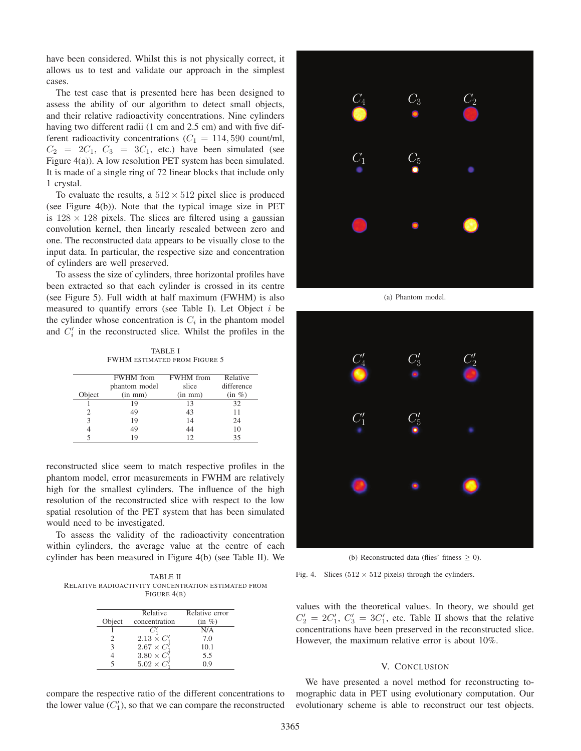have been considered. Whilst this is not physically correct, it allows us to test and validate our approach in the simplest cases.

The test case that is presented here has been designed to assess the ability of our algorithm to detect small objects, and their relative radioactivity concentrations. Nine cylinders having two different radii (1 cm and 2.5 cm) and with five different radioactivity concentrations ($C_1 = 114,590$ count/ml, $C_2 = 2C_1$, $C_3 = 3C_1$, etc.) have been simulated (see Figure 4(a)). A low resolution PET system has been simulated. It is made of a single ring of 72 linear blocks that include only 1 crystal.

To evaluate the results, a $512 \times 512$ pixel slice is produced (see Figure 4(b)). Note that the typical image size in PET is $128 \times 128$ pixels. The slices are filtered using a gaussian convolution kernel, then linearly rescaled between zero and one. The reconstructed data appears to be visually close to the input data. In particular, the respective size and concentration of cylinders are well preserved.

To assess the size of cylinders, three horizontal profiles have been extracted so that each cylinder is crossed in its centre (see Figure 5). Full width at half maximum (FWHM) is also measured to quantify errors (see Table I). Let Object $i$ be the cylinder whose concentration is $C_i$ in the phantom model and $C'_i$ in the reconstructed slice. Whilst the profiles in the reconstructed slice seem to match respective profiles in the phantom model, error measurements in FWHM are relatively high for the smallest cylinders. The influence of the high resolution of the reconstructed slice with respect to the low spatial resolution of the PET system that has been simulated would need to be investigated.

TABLE I
FWHM ESTIMATED FROM FIGURE 5

| Object | FWHM from phantom model (in mm) | FWHM from slice (in mm) | Relative difference (in %) |
|---|---|---|---|
| 1 | 19 | 13 | 32 |
| 2 | 49 | 43 | 11 |
| 3 | 19 | 14 | 24 |
| 4 | 49 | 44 | 10 |
| 5 | 19 | 12 | 35 |

To assess the validity of the radioactivity concentration within cylinders, the average value at the centre of each cylinder has been measured in Figure 4(b) (see Table II). We compare the respective ratio of the different concentrations to the lower value ($C'_1$), so that we can compare the reconstructed values with the theoretical values. In theory, we should get $C'_2 = 2C'_1$, $C'_3 = 3C'_1$, etc. Table II shows that the relative concentrations have been preserved in the reconstructed slice. However, the maximum relative error is about 10%.

TABLE II
RELATIVE RADIOACTIVITY CONCENTRATION ESTIMATED FROM FIGURE 4(B)

| Object | Relative concentration | Relative error (in %) |
|---|---|---|
| 1 | $C'_1$ | N/A |
| 2 | $2.13 \times C'_1$ | 7.0 |
| 3 | $2.67 \times C'_1$ | 10.1 |
| 4 | $3.80 \times C'_1$ | 5.5 |
| 5 | $5.02 \times C'_1$ | 0.9 |

(a) Phantom model.

(b) Reconstructed data (flies' fitness $\geq 0$).

Fig. 4. Slices ($512 \times 512$ pixels) through the cylinders.

## V. Conclusion

We have presented a novel method for reconstructing tomographic data in PET using evolutionary computation. Our evolutionary scheme is able to reconstruct our test objects.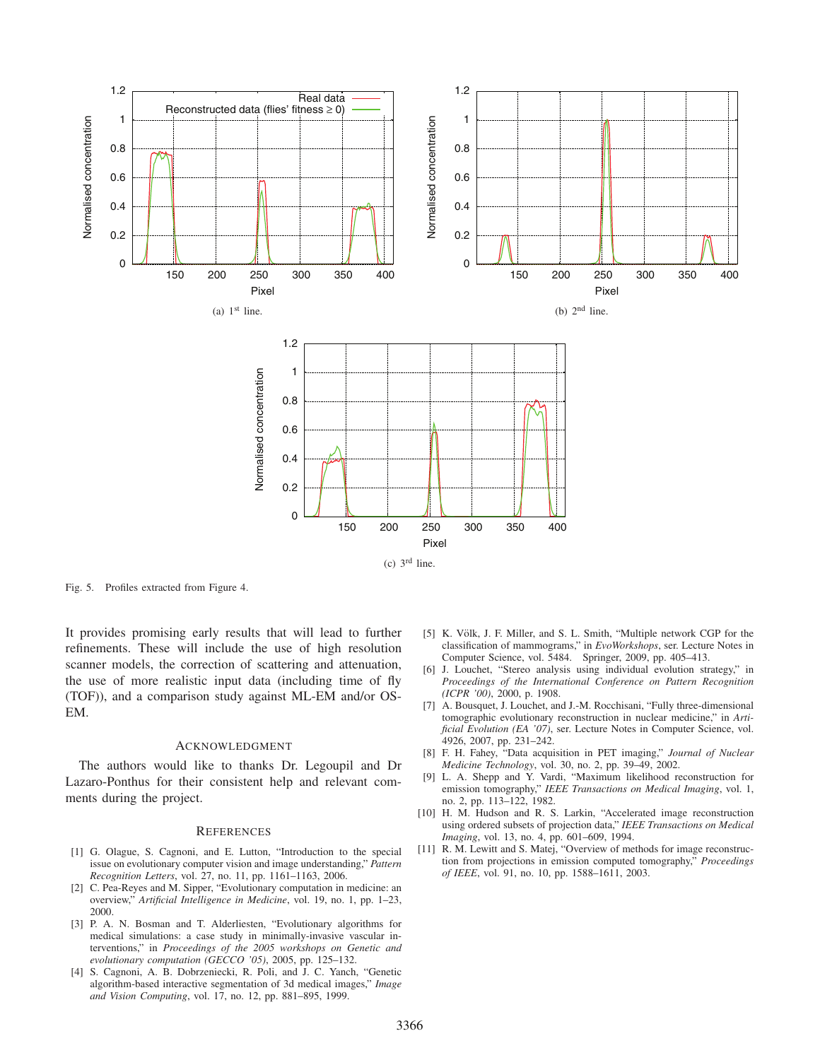1.2
1
0.8
0.6
0.4
0.2
0
Normalised concentration
Real data
Reconstructed data (flies' fitness ≥ 0)
150 200 250 300 350 400
Pixel

(a) 1st line.

1.2
1
0.8
0.6
0.4
0.2
0
Normalised concentration
150 200 250 300 350 400
Pixel

(b) 2nd line.

1.2
1
0.8
0.6
0.4
0.2
0
Normalised concentration
150 200 250 300 350 400
Pixel

(c) 3rd line.

Fig. 5. Profiles extracted from Figure 4.

It provides promising early results that will lead to further refinements. These will include the use of high resolution scanner models, the correction of scattering and attenuation, the use of more realistic input data (including time of fly (TOF)), and a comparison study against ML-EM and/or OS-EM.

## Acknowledgment

The authors would like to thanks Dr. Legoupil and Dr Lazaro-Ponthus for their consistent help and relevant comments during the project.

## References

[1] G. Olague, S. Cagnoni, and E. Lutton, "Introduction to the special issue on evolutionary computer vision and image understanding," *Pattern Recognition Letters*, vol. 27, no. 11, pp. 1161–1163, 2006.

[2] C. Pea-Reyes and M. Sipper, "Evolutionary computation in medicine: an overview," *Artificial Intelligence in Medicine*, vol. 19, no. 1, pp. 1–23, 2000.

[3] P. A. N. Bosman and T. Alderliesten, "Evolutionary algorithms for medical simulations: a case study in minimally-invasive vascular interventions," in *Proceedings of the 2005 workshops on Genetic and evolutionary computation (GECCO '05)*, 2005, pp. 125–132.

[4] S. Cagnoni, A. B. Dobrzeniecki, R. Poli, and J. C. Yanch, "Genetic algorithm-based interactive segmentation of 3d medical images," *Image and Vision Computing*, vol. 17, no. 12, pp. 881–895, 1999.

[5] K. Völk, J. F. Miller, and S. L. Smith, "Multiple network CGP for the classification of mammograms," in *EvoWorkshops*, ser. Lecture Notes in Computer Science, vol. 5484. Springer, 2009, pp. 405–413.

[6] J. Louchet, "Stereo analysis using individual evolution strategy," in *Proceedings of the International Conference on Pattern Recognition (ICPR '00)*, 2000, p. 1908.

[7] A. Bousquet, J. Louchet, and J.-M. Rocchisani, "Fully three-dimensional tomographic evolutionary reconstruction in nuclear medicine," in *Artificial Evolution (EA '07)*, ser. Lecture Notes in Computer Science, vol. 4926, 2007, pp. 231–242.

[8] F. H. Fahey, "Data acquisition in PET imaging," *Journal of Nuclear Medicine Technology*, vol. 30, no. 2, pp. 39–49, 2002.

[9] L. A. Shepp and Y. Vardi, "Maximum likelihood reconstruction for emission tomography," *IEEE Transactions on Medical Imaging*, vol. 1, no. 2, pp. 113–122, 1982.

[10] H. M. Hudson and R. S. Larkin, "Accelerated image reconstruction using ordered subsets of projection data," *IEEE Transactions on Medical Imaging*, vol. 13, no. 4, pp. 601–609, 1994.

[11] R. M. Lewitt and S. Matej, "Overview of methods for image reconstruction from projections in emission computed tomography," *Proceedings of IEEE*, vol. 91, no. 10, pp. 1588–1611, 2003.